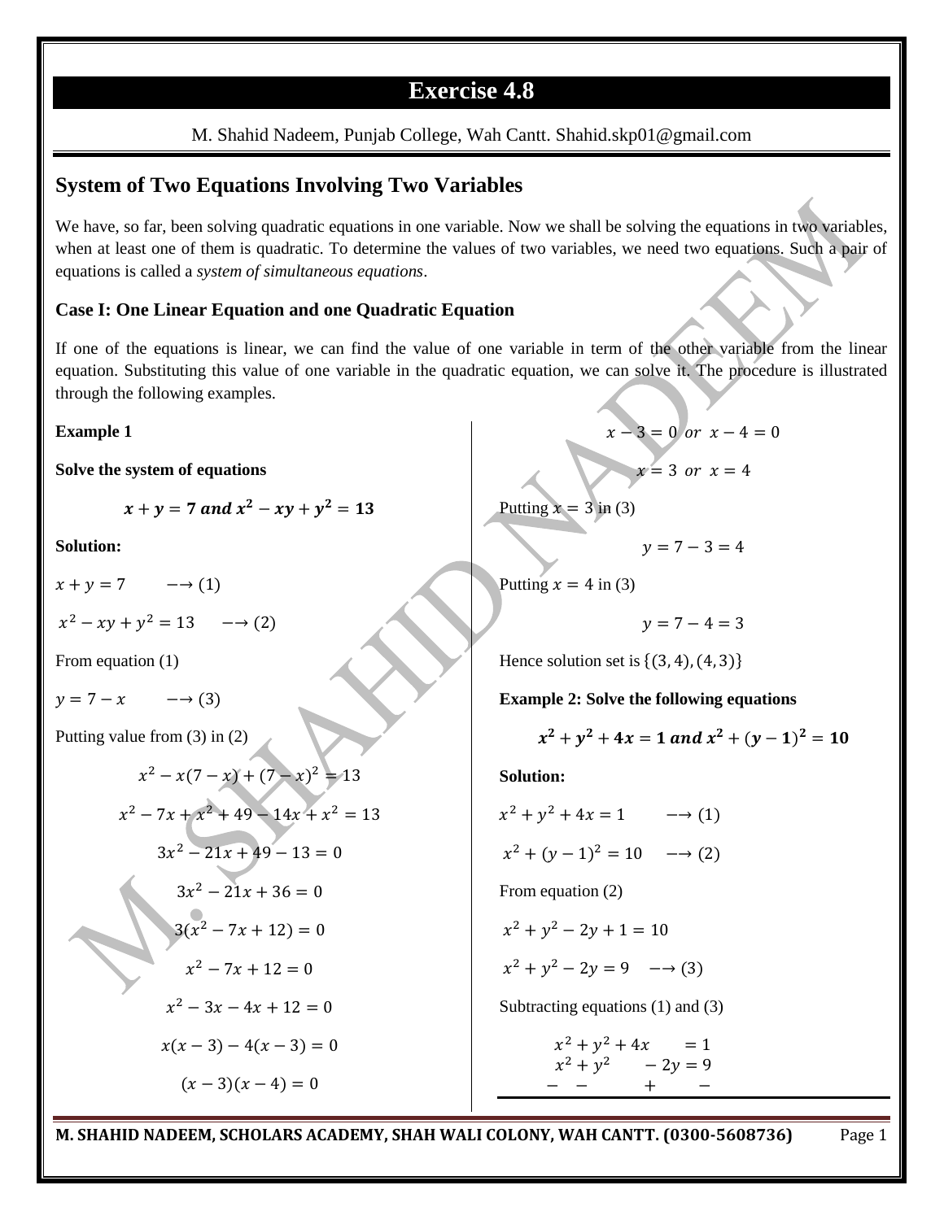# Exercise 4.8

M. Shahid Nadeem, Punjab College, Wah Cantt. Shahid.skp01@gmail.com

## System of Two Equations Involving Two Variables

We have, so far, been solving quadratic equations in one variable. Now we shall be solving the equations in two variables, when at least one of them is quadratic. To determine the values of two variables, we need two equations. Such a pair of equations is called a *system of simultaneous equations*.

### Case I: One Linear Equation and one Quadratic Equation

If one of the equations is linear, we can find the value of one variable in term of the other variable from the linear equation. Substituting this value of one variable in the quadratic equation, we can solve it. The procedure is illustrated through the following examples.

**Example 1**

**Solve the system of equations**

$$x + y = 7 \text{ and } x^2 - xy + y^2 = 13$$

**Solution:**

$x + y = 7 \quad \longrightarrow (1)$

$x^2 - xy + y^2 = 13 \quad \longrightarrow (2)$

From equation (1)

$y = 7 - x \quad \longrightarrow (3)$

Putting value from (3) in (2)

$$x^2 - x(7 - x) + (7 - x)^2 = 13$$

$$x^2 - 7x + x^2 + 49 - 14x + x^2 = 13$$

$$3x^2 - 21x + 49 - 13 = 0$$

$$3x^2 - 21x + 36 = 0$$

$$3(x^2 - 7x + 12) = 0$$

$$x^2 - 7x + 12 = 0$$

$$x^2 - 3x - 4x + 12 = 0$$

$$x(x - 3) - 4(x - 3) = 0$$

$$(x - 3)(x - 4) = 0$$

$$x - 3 = 0 \text{ or } x - 4 = 0$$

$$x = 3 \text{ or } x = 4$$

Putting $x = 3$ in (3)

$$y = 7 - 3 = 4$$

Putting $x = 4$ in (3)

$$y = 7 - 4 = 3$$

Hence solution set is $\{(3, 4), (4, 3)\}$

**Example 2: Solve the following equations**

$$x^2 + y^2 + 4x = 1 \text{ and } x^2 + (y - 1)^2 = 10$$

**Solution:**

$x^2 + y^2 + 4x = 1 \quad \longrightarrow (1)$

$x^2 + (y - 1)^2 = 10 \quad \longrightarrow (2)$

From equation (2)

$x^2 + y^2 - 2y + 1 = 10$

$x^2 + y^2 - 2y = 9 \quad \longrightarrow (3)$

Subtracting equations (1) and (3)

$$\begin{array}{l} x^2 + y^2 + 4x \qquad = 1 \\ x^2 + y^2 \qquad - 2y = 9 \\ - \quad - \qquad\quad + \qquad - \\ \hline \end{array}$$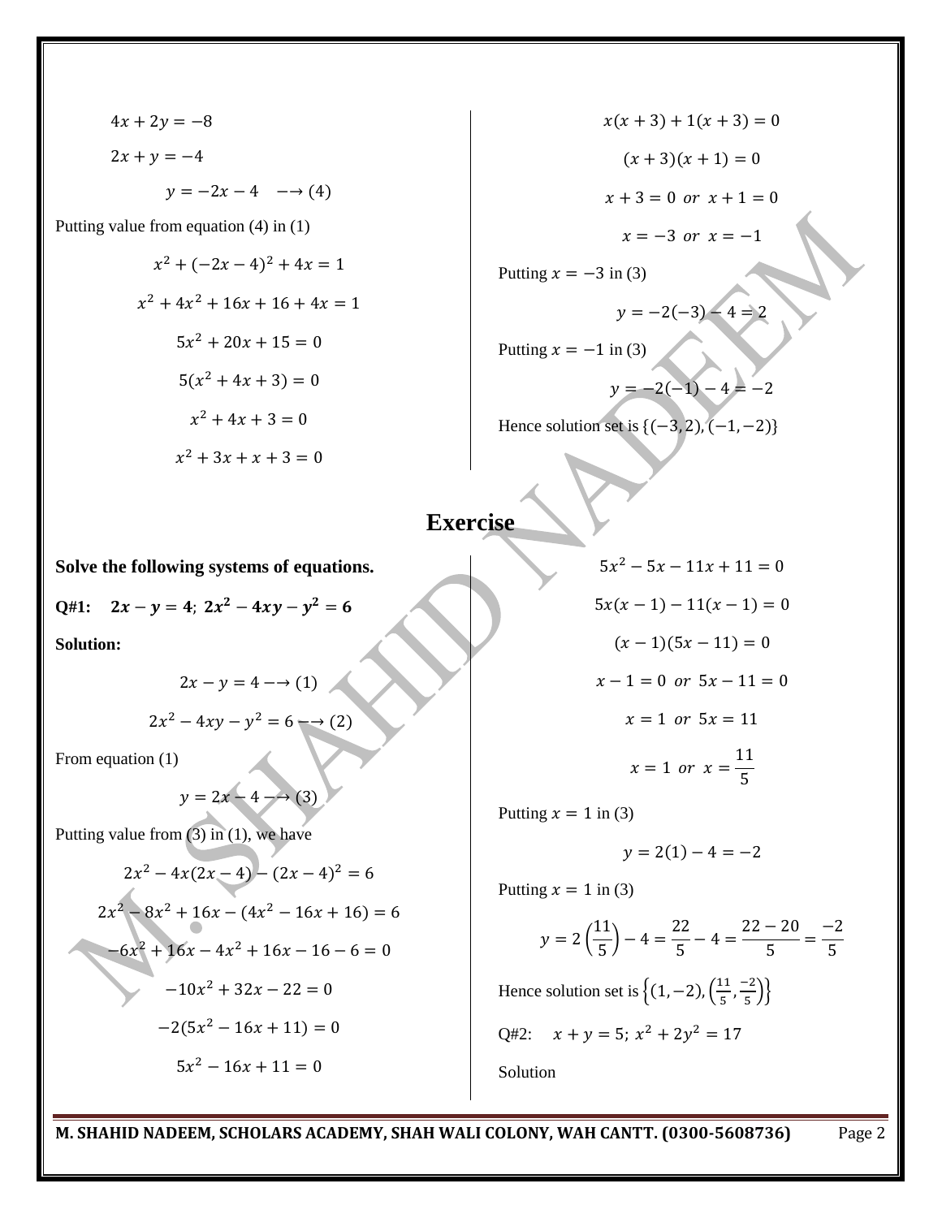$$4x + 2y = -8$$

$$2x + y = -4$$

$$y = -2x - 4 \quad \longrightarrow (4)$$

Putting value from equation (4) in (1)

$$x^2 + (-2x - 4)^2 + 4x = 1$$

$$x^2 + 4x^2 + 16x + 16 + 4x = 1$$

$$5x^2 + 20x + 15 = 0$$

$$5(x^2 + 4x + 3) = 0$$

$$x^2 + 4x + 3 = 0$$

$$x^2 + 3x + x + 3 = 0$$

$$x(x + 3) + 1(x + 3) = 0$$

$$(x + 3)(x + 1) = 0$$

$$x + 3 = 0 \;\; or \;\; x + 1 = 0$$

$$x = -3 \;\; or \;\; x = -1$$

Putting $x = -3$ in (3)

$$y = -2(-3) - 4 = 2$$

Putting $x = -1$ in (3)

$$y = -2(-1) - 4 = -2$$

Hence solution set is $\{(-3, 2), (-1, -2)\}$

# Exercise

**Solve the following systems of equations.**

**Q#1:** $\boldsymbol{2x - y = 4;\; 2x^2 - 4xy - y^2 = 6}$

**Solution:**

$$2x - y = 4 \longrightarrow (1)$$

$$2x^2 - 4xy - y^2 = 6 \longrightarrow (2)$$

From equation (1)

$$y = 2x - 4 \longrightarrow (3)$$

Putting value from (3) in (1), we have

$$2x^2 - 4x(2x - 4) - (2x - 4)^2 = 6$$

$$2x^2 - 8x^2 + 16x - (4x^2 - 16x + 16) = 6$$

$$-6x^2 + 16x - 4x^2 + 16x - 16 - 6 = 0$$

$$-10x^2 + 32x - 22 = 0$$

$$-2(5x^2 - 16x + 11) = 0$$

$$5x^2 - 16x + 11 = 0$$

$$5x^2 - 5x - 11x + 11 = 0$$

$$5x(x - 1) - 11(x - 1) = 0$$

$$(x - 1)(5x - 11) = 0$$

$$x - 1 = 0 \;\; or \;\; 5x - 11 = 0$$

$$x = 1 \;\; or \;\; 5x = 11$$

$$x = 1 \;\; or \;\; x = \frac{11}{5}$$

Putting $x = 1$ in (3)

$$y = 2(1) - 4 = -2$$

Putting $x = 1$ in (3)

$$y = 2\left(\frac{11}{5}\right) - 4 = \frac{22}{5} - 4 = \frac{22 - 20}{5} = \frac{-2}{5}$$

Hence solution set is $\left\{(1, -2), \left(\frac{11}{5}, \frac{-2}{5}\right)\right\}$

Q#2: $x + y = 5;\; x^2 + 2y^2 = 17$

Solution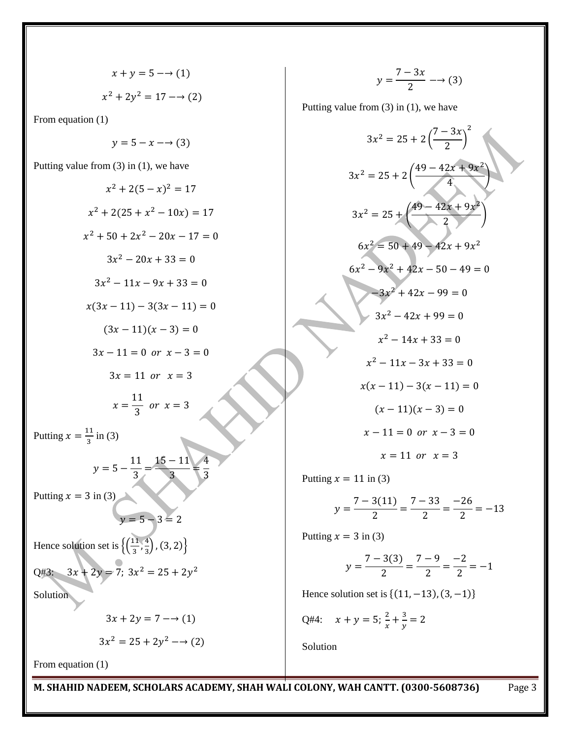$$x + y = 5 \longrightarrow (1)$$

$$x^2 + 2y^2 = 17 \longrightarrow (2)$$

From equation (1)

$$y = 5 - x \longrightarrow (3)$$

Putting value from (3) in (1), we have

$$x^2 + 2(5 - x)^2 = 17$$

$$x^2 + 2(25 + x^2 - 10x) = 17$$

$$x^2 + 50 + 2x^2 - 20x - 17 = 0$$

$$3x^2 - 20x + 33 = 0$$

$$3x^2 - 11x - 9x + 33 = 0$$

$$x(3x - 11) - 3(3x - 11) = 0$$

$$(3x - 11)(x - 3) = 0$$

$$3x - 11 = 0 \;\; or \;\; x - 3 = 0$$

$$3x = 11 \;\; or \;\; x = 3$$

$$x = \frac{11}{3} \;\; or \;\; x = 3$$

Putting $x = \frac{11}{3}$ in (3)

$$y = 5 - \frac{11}{3} = \frac{15 - 11}{3} = \frac{4}{3}$$

Putting $x = 3$ in (3)

$$y = 5 - 3 = 2$$

Hence solution set is $\left\{\left(\frac{11}{3}, \frac{4}{3}\right), (3, 2)\right\}$

Q#3: $3x + 2y = 7$; $3x^2 = 25 + 2y^2$

Solution

$$3x + 2y = 7 \longrightarrow (1)$$

$$3x^2 = 25 + 2y^2 \longrightarrow (2)$$

From equation (1)

$$y = \frac{7 - 3x}{2} \longrightarrow (3)$$

Putting value from (3) in (1), we have

$$3x^2 = 25 + 2\left(\frac{7 - 3x}{2}\right)^2$$

$$3x^2 = 25 + 2\left(\frac{49 - 42x + 9x^2}{4}\right)$$

$$3x^2 = 25 + \left(\frac{49 - 42x + 9x^2}{2}\right)$$

$$6x^2 = 50 + 49 - 42x + 9x^2$$

$$6x^2 - 9x^2 + 42x - 50 - 49 = 0$$

$$-3x^2 + 42x - 99 = 0$$

$$3x^2 - 42x + 99 = 0$$

$$x^2 - 14x + 33 = 0$$

$$x^2 - 11x - 3x + 33 = 0$$

$$x(x - 11) - 3(x - 11) = 0$$

$$(x - 11)(x - 3) = 0$$

$$x - 11 = 0 \;\; or \;\; x - 3 = 0$$

$$x = 11 \;\; or \;\; x = 3$$

Putting $x = 11$ in (3)

$$y = \frac{7 - 3(11)}{2} = \frac{7 - 33}{2} = \frac{-26}{2} = -13$$

Putting $x = 3$ in (3)

$$y = \frac{7 - 3(3)}{2} = \frac{7 - 9}{2} = \frac{-2}{2} = -1$$

Hence solution set is $\{(11, -13), (3, -1)\}$

Q#4: $x + y = 5$; $\frac{2}{x} + \frac{3}{y} = 2$

Solution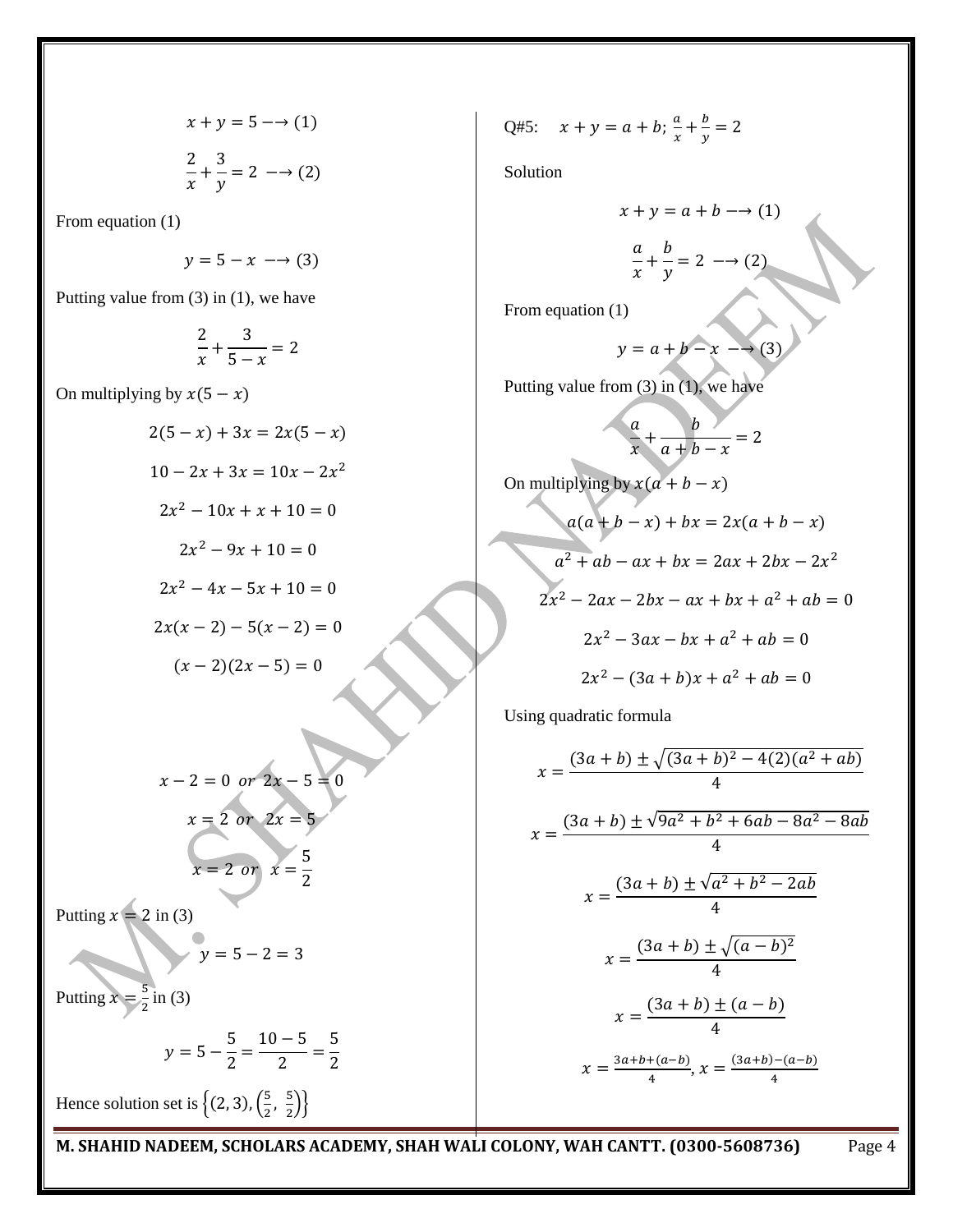$$x + y = 5 \longrightarrow (1)$$

$$\frac{2}{x} + \frac{3}{y} = 2 \longrightarrow (2)$$

From equation (1)

$$y = 5 - x \longrightarrow (3)$$

Putting value from (3) in (1), we have

$$\frac{2}{x} + \frac{3}{5 - x} = 2$$

On multiplying by $x(5 - x)$

$$2(5 - x) + 3x = 2x(5 - x)$$

$$10 - 2x + 3x = 10x - 2x^2$$

$$2x^2 - 10x + x + 10 = 0$$

$$2x^2 - 9x + 10 = 0$$

$$2x^2 - 4x - 5x + 10 = 0$$

$$2x(x - 2) - 5(x - 2) = 0$$

$$(x - 2)(2x - 5) = 0$$

$$x - 2 = 0 \ \text{or} \ 2x - 5 = 0$$

$$x = 2 \ \text{or} \ 2x = 5$$

$$x = 2 \ \text{or} \ x = \frac{5}{2}$$

Putting $x = 2$ in (3)

$$y = 5 - 2 = 3$$

Putting $x = \frac{5}{2}$ in (3)

$$y = 5 - \frac{5}{2} = \frac{10 - 5}{2} = \frac{5}{2}$$

Hence solution set is $\left\{(2, 3), \left(\frac{5}{2}, \frac{5}{2}\right)\right\}$

Q#5: $x + y = a + b; \ \frac{a}{x} + \frac{b}{y} = 2$

Solution

$$x + y = a + b \longrightarrow (1)$$

$$\frac{a}{x} + \frac{b}{y} = 2 \longrightarrow (2)$$

From equation (1)

$$y = a + b - x \longrightarrow (3)$$

Putting value from (3) in (1), we have

$$\frac{a}{x} + \frac{b}{a + b - x} = 2$$

On multiplying by $x(a + b - x)$

$$a(a + b - x) + bx = 2x(a + b - x)$$

$$a^2 + ab - ax + bx = 2ax + 2bx - 2x^2$$

$$2x^2 - 2ax - 2bx - ax + bx + a^2 + ab = 0$$

$$2x^2 - 3ax - bx + a^2 + ab = 0$$

$$2x^2 - (3a + b)x + a^2 + ab = 0$$

Using quadratic formula

$$x = \frac{(3a + b) \pm \sqrt{(3a + b)^2 - 4(2)(a^2 + ab)}}{4}$$

$$x = \frac{(3a + b) \pm \sqrt{9a^2 + b^2 + 6ab - 8a^2 - 8ab}}{4}$$

$$x = \frac{(3a + b) \pm \sqrt{a^2 + b^2 - 2ab}}{4}$$

$$x = \frac{(3a + b) \pm \sqrt{(a - b)^2}}{4}$$

$$x = \frac{(3a + b) \pm (a - b)}{4}$$

$$x = \frac{3a + b + (a - b)}{4}, \ x = \frac{(3a + b) - (a - b)}{4}$$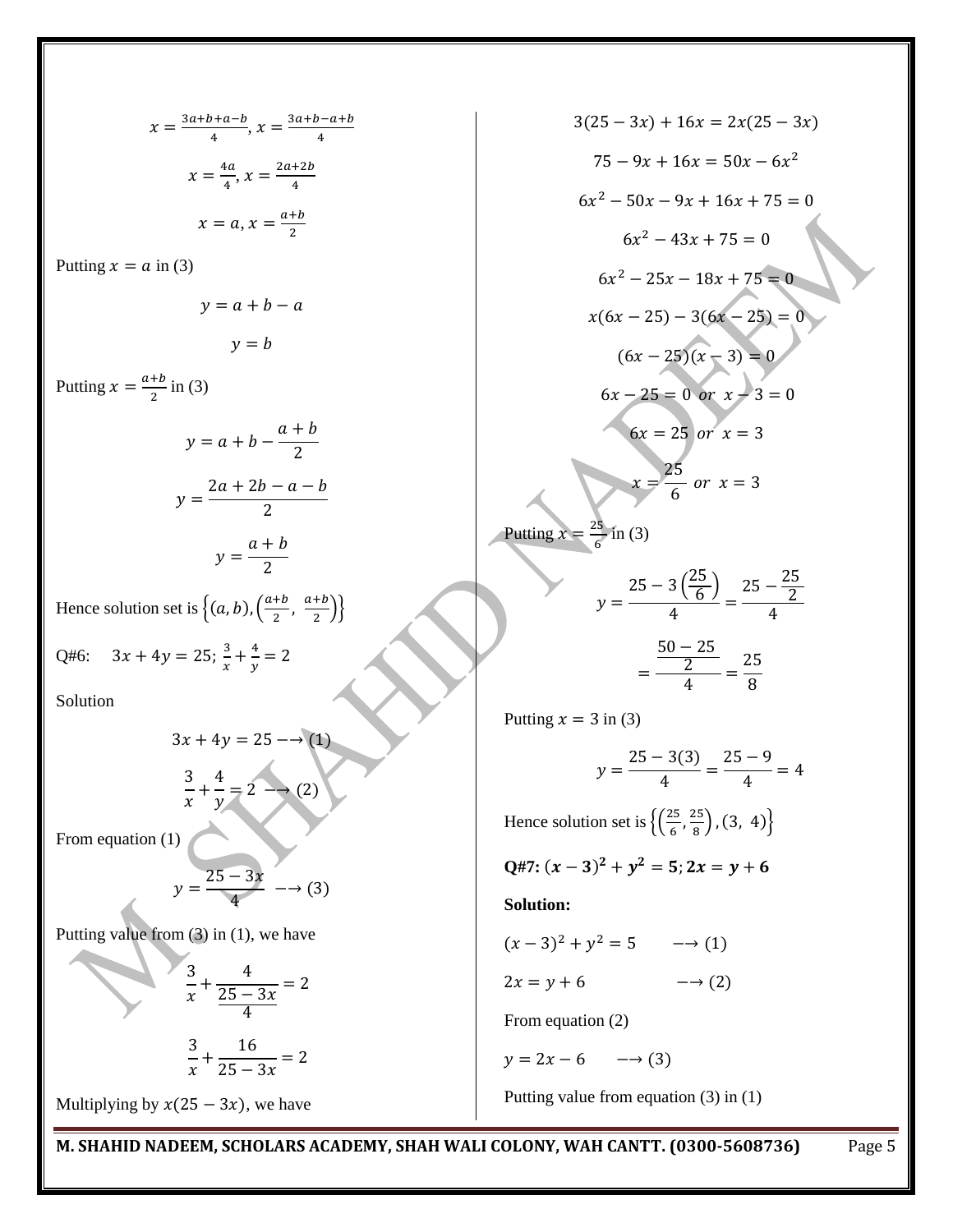$$x = \frac{3a+b+a-b}{4}, x = \frac{3a+b-a+b}{4}$$

$$x = \frac{4a}{4}, x = \frac{2a+2b}{4}$$

$$x = a, x = \frac{a+b}{2}$$

Putting $x = a$ in (3)

$$y = a + b - a$$

$$y = b$$

Putting $x = \frac{a+b}{2}$ in (3)

$$y = a + b - \frac{a+b}{2}$$

$$y = \frac{2a + 2b - a - b}{2}$$

$$y = \frac{a+b}{2}$$

Hence solution set is $\left\{(a, b), \left(\frac{a+b}{2}, \frac{a+b}{2}\right)\right\}$

Q#6: $3x + 4y = 25$; $\frac{3}{x} + \frac{4}{y} = 2$

Solution

$$3x + 4y = 25 \longrightarrow (1)$$

$$\frac{3}{x} + \frac{4}{y} = 2 \longrightarrow (2)$$

From equation (1)

$$y = \frac{25 - 3x}{4} \longrightarrow (3)$$

Putting value from (3) in (1), we have

$$\frac{3}{x} + \frac{4}{\frac{25-3x}{4}} = 2$$

$$\frac{3}{x} + \frac{16}{25 - 3x} = 2$$

Multiplying by $x(25 - 3x)$, we have

$$3(25 - 3x) + 16x = 2x(25 - 3x)$$

$$75 - 9x + 16x = 50x - 6x^2$$

$$6x^2 - 50x - 9x + 16x + 75 = 0$$

$$6x^2 - 43x + 75 = 0$$

$$6x^2 - 25x - 18x + 75 = 0$$

$$x(6x - 25) - 3(6x - 25) = 0$$

$$(6x - 25)(x - 3) = 0$$

$$6x - 25 = 0 \;\; or \;\; x - 3 = 0$$

$$6x = 25 \;\; or \;\; x = 3$$

$$x = \frac{25}{6} \;\; or \;\; x = 3$$

Putting $x = \frac{25}{6}$ in (3)

$$y = \frac{25 - 3\left(\frac{25}{6}\right)}{4} = \frac{25 - \frac{25}{2}}{4}$$

$$= \frac{\frac{50-25}{2}}{4} = \frac{25}{8}$$

Putting $x = 3$ in (3)

$$y = \frac{25 - 3(3)}{4} = \frac{25 - 9}{4} = 4$$

Hence solution set is $\left\{\left(\frac{25}{6}, \frac{25}{8}\right), (3, 4)\right\}$

**Q#7: $(x - 3)^2 + y^2 = 5$; $2x = y + 6$**

**Solution:**

$(x - 3)^2 + y^2 = 5 \quad \longrightarrow (1)$

$2x = y + 6 \quad \longrightarrow (2)$

From equation (2)

$y = 2x - 6 \quad \longrightarrow (3)$

Putting value from equation (3) in (1)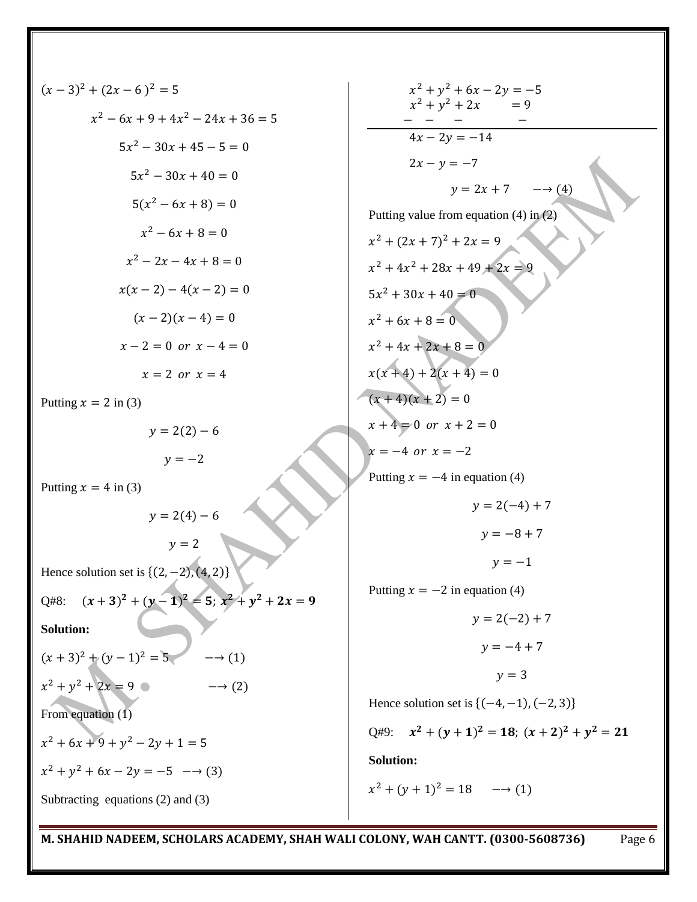$(x-3)^2 + (2x-6)^2 = 5$

$$x^2 - 6x + 9 + 4x^2 - 24x + 36 = 5$$

$$5x^2 - 30x + 45 - 5 = 0$$

$$5x^2 - 30x + 40 = 0$$

$$5(x^2 - 6x + 8) = 0$$

$$x^2 - 6x + 8 = 0$$

$$x^2 - 2x - 4x + 8 = 0$$

$$x(x-2) - 4(x-2) = 0$$

$$(x-2)(x-4) = 0$$

$$x-2 = 0 \ or \ x-4 = 0$$

$$x = 2 \ or \ x = 4$$

Putting $x = 2$ in (3)

$$y = 2(2) - 6$$

$$y = -2$$

Putting $x = 4$ in (3)

$$y = 2(4) - 6$$

$$y = 2$$

Hence solution set is $\{(2,-2),(4,2)\}$

Q#8: $\boldsymbol{(x+3)^2 + (y-1)^2 = 5;\ x^2 + y^2 + 2x = 9}$

**Solution:**

$(x+3)^2 + (y-1)^2 = 5 \quad \longrightarrow (1)$

$x^2 + y^2 + 2x = 9 \quad \longrightarrow (2)$

From equation (1)

$x^2 + 6x + 9 + y^2 - 2y + 1 = 5$

$x^2 + y^2 + 6x - 2y = -5 \quad \longrightarrow (3)$

Subtracting equations (2) and (3)

$$x^2 + y^2 + 6x - 2y = -5$$
$$x^2 + y^2 + 2x \qquad = 9$$
$$- \quad - \quad - \qquad\quad -$$

$$4x - 2y = -14$$

$$2x - y = -7$$

$$y = 2x + 7 \quad \longrightarrow (4)$$

Putting value from equation (4) in (2)

$x^2 + (2x+7)^2 + 2x = 9$

$x^2 + 4x^2 + 28x + 49 + 2x = 9$

$5x^2 + 30x + 40 = 0$

$x^2 + 6x + 8 = 0$

$x^2 + 4x + 2x + 8 = 0$

$x(x+4) + 2(x+4) = 0$

$(x+4)(x+2) = 0$

$x + 4 = 0 \ or \ x + 2 = 0$

$x = -4 \ or \ x = -2$

Putting $x = -4$ in equation (4)

$$y = 2(-4) + 7$$

$$y = -8 + 7$$

$$y = -1$$

Putting $x = -2$ in equation (4)

$$y = 2(-2) + 7$$

$$y = -4 + 7$$

$$y = 3$$

Hence solution set is $\{(-4,-1),(-2,3)\}$

Q#9: $\boldsymbol{x^2 + (y+1)^2 = 18;\ (x+2)^2 + y^2 = 21}$

**Solution:**

$x^2 + (y+1)^2 = 18 \quad \longrightarrow (1)$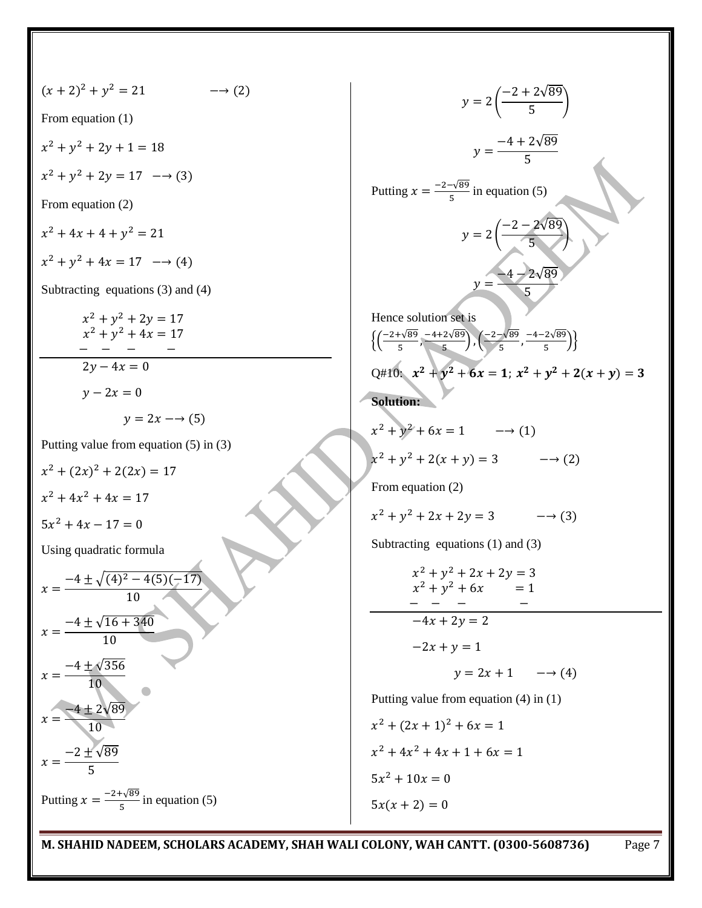$(x+2)^2 + y^2 = 21 \quad \longrightarrow (2)$

From equation (1)

$x^2 + y^2 + 2y + 1 = 18$

$x^2 + y^2 + 2y = 17 \quad \longrightarrow (3)$

From equation (2)

$x^2 + 4x + 4 + y^2 = 21$

$x^2 + y^2 + 4x = 17 \quad \longrightarrow (4)$

Subtracting equations (3) and (4)

$$\begin{aligned} x^2 + y^2 + 2y &= 17 \\ x^2 + y^2 + 4x &= 17 \\ - \quad - \quad - \quad &\quad - \end{aligned}$$

$2y - 4x = 0$

$y - 2x = 0$

$y = 2x \longrightarrow (5)$

Putting value from equation (5) in (3)

$x^2 + (2x)^2 + 2(2x) = 17$

$x^2 + 4x^2 + 4x = 17$

$5x^2 + 4x - 17 = 0$

Using quadratic formula

$x = \frac{-4 \pm \sqrt{(4)^2 - 4(5)(-17)}}{10}$

$x = \frac{-4 \pm \sqrt{16 + 340}}{10}$

$x = \frac{-4 \pm \sqrt{356}}{10}$

$x = \frac{-4 \pm 2\sqrt{89}}{10}$

$x = \frac{-2 \pm \sqrt{89}}{5}$

Putting $x = \frac{-2+\sqrt{89}}{5}$ in equation (5)

$$y = 2\left(\frac{-2 + 2\sqrt{89}}{5}\right)$$

$$y = \frac{-4 + 2\sqrt{89}}{5}$$

Putting $x = \frac{-2-\sqrt{89}}{5}$ in equation (5)

$$y = 2\left(\frac{-2 - 2\sqrt{89}}{5}\right)$$

$$y = \frac{-4 - 2\sqrt{89}}{5}$$

Hence solution set is

$\left\{\left(\frac{-2+\sqrt{89}}{5}, \frac{-4+2\sqrt{89}}{5}\right), \left(\frac{-2-\sqrt{89}}{5}, \frac{-4-2\sqrt{89}}{5}\right)\right\}$

Q#10: $\boldsymbol{x^2 + y^2 + 6x = 1;\ x^2 + y^2 + 2(x+y) = 3}$

**Solution:**

$x^2 + y^2 + 6x = 1 \quad \longrightarrow (1)$

$x^2 + y^2 + 2(x+y) = 3 \quad \longrightarrow (2)$

From equation (2)

$x^2 + y^2 + 2x + 2y = 3 \quad \longrightarrow (3)$

Subtracting equations (1) and (3)

$$\begin{aligned} x^2 + y^2 + 2x + 2y &= 3 \\ x^2 + y^2 + 6x \quad\quad &= 1 \\ - \quad - \quad - \quad\quad &\quad - \end{aligned}$$

$-4x + 2y = 2$

$-2x + y = 1$

$y = 2x + 1 \quad \longrightarrow (4)$

Putting value from equation (4) in (1)

$x^2 + (2x+1)^2 + 6x = 1$

$x^2 + 4x^2 + 4x + 1 + 6x = 1$

$5x^2 + 10x = 0$

$5x(x+2) = 0$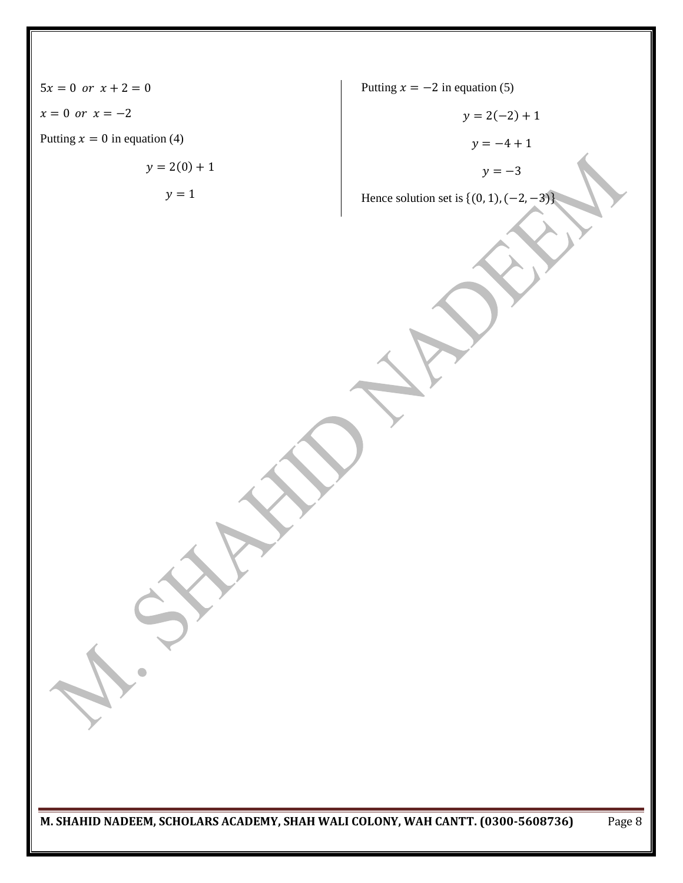$5x = 0 \ or \ x + 2 = 0$

$x = 0 \ or \ x = -2$

Putting $x = 0$ in equation (4)

$$y = 2(0) + 1$$

$$y = 1$$

Putting $x = -2$ in equation (5)

$$y = 2(-2) + 1$$

$$y = -4 + 1$$

$$y = -3$$

Hence solution set is $\{(0, 1), (-2, -3)\}$